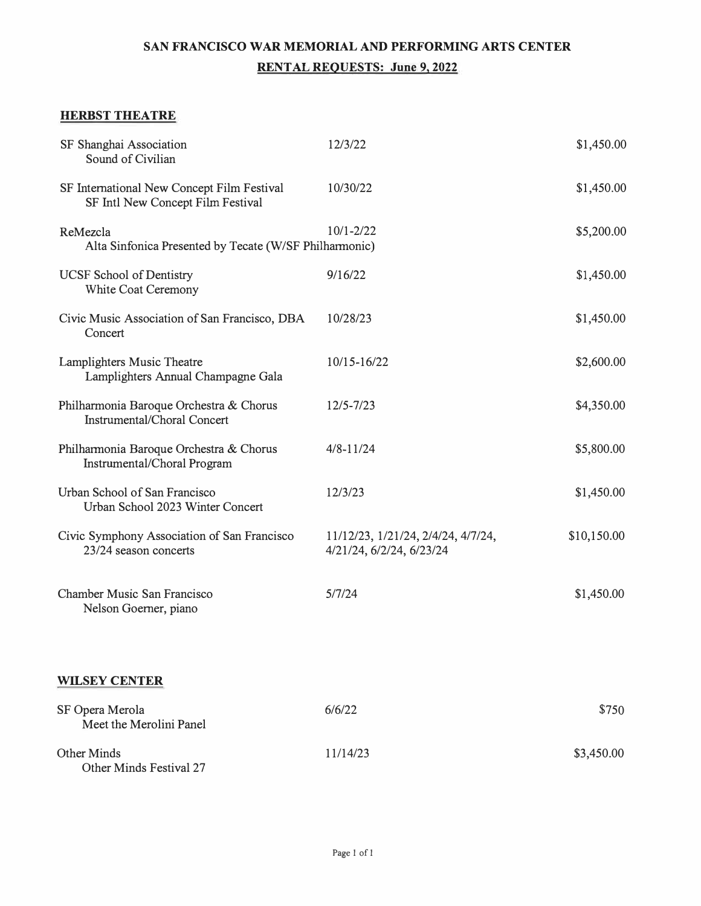# SAN FRANCISCO WAR MEMORIAL AND PERFORMING ARTS CENTER

## RENTAL REQUESTS: June 9, 2022

### HERBST THEATRE

| Organization / Event | Date(s) | Amount |
|---|---|---|
| SF Shanghai Association<br>Sound of Civilian | 12/3/22 | $1,450.00 |
| SF International New Concept Film Festival<br>SF Intl New Concept Film Festival | 10/30/22 | $1,450.00 |
| ReMezcla<br>Alta Sinfonica Presented by Tecate (W/SF Philharmonic) | 10/1-2/22 | $5,200.00 |
| UCSF School of Dentistry<br>White Coat Ceremony | 9/16/22 | $1,450.00 |
| Civic Music Association of San Francisco, DBA<br>Concert | 10/28/23 | $1,450.00 |
| Lamplighters Music Theatre<br>Lamplighters Annual Champagne Gala | 10/15-16/22 | $2,600.00 |
| Philharmonia Baroque Orchestra & Chorus<br>Instrumental/Choral Concert | 12/5-7/23 | $4,350.00 |
| Philharmonia Baroque Orchestra & Chorus<br>Instrumental/Choral Program | 4/8-11/24 | $5,800.00 |
| Urban School of San Francisco<br>Urban School 2023 Winter Concert | 12/3/23 | $1,450.00 |
| Civic Symphony Association of San Francisco<br>23/24 season concerts | 11/12/23, 1/21/24, 2/4/24, 4/7/24, 4/21/24, 6/2/24, 6/23/24 | $10,150.00 |
| Chamber Music San Francisco<br>Nelson Goerner, piano | 5/7/24 | $1,450.00 |

### WILSEY CENTER

| Organization / Event | Date(s) | Amount |
|---|---|---|
| SF Opera Merola<br>Meet the Merolini Panel | 6/6/22 | $750 |
| Other Minds<br>Other Minds Festival 27 | 11/14/23 | $3,450.00 |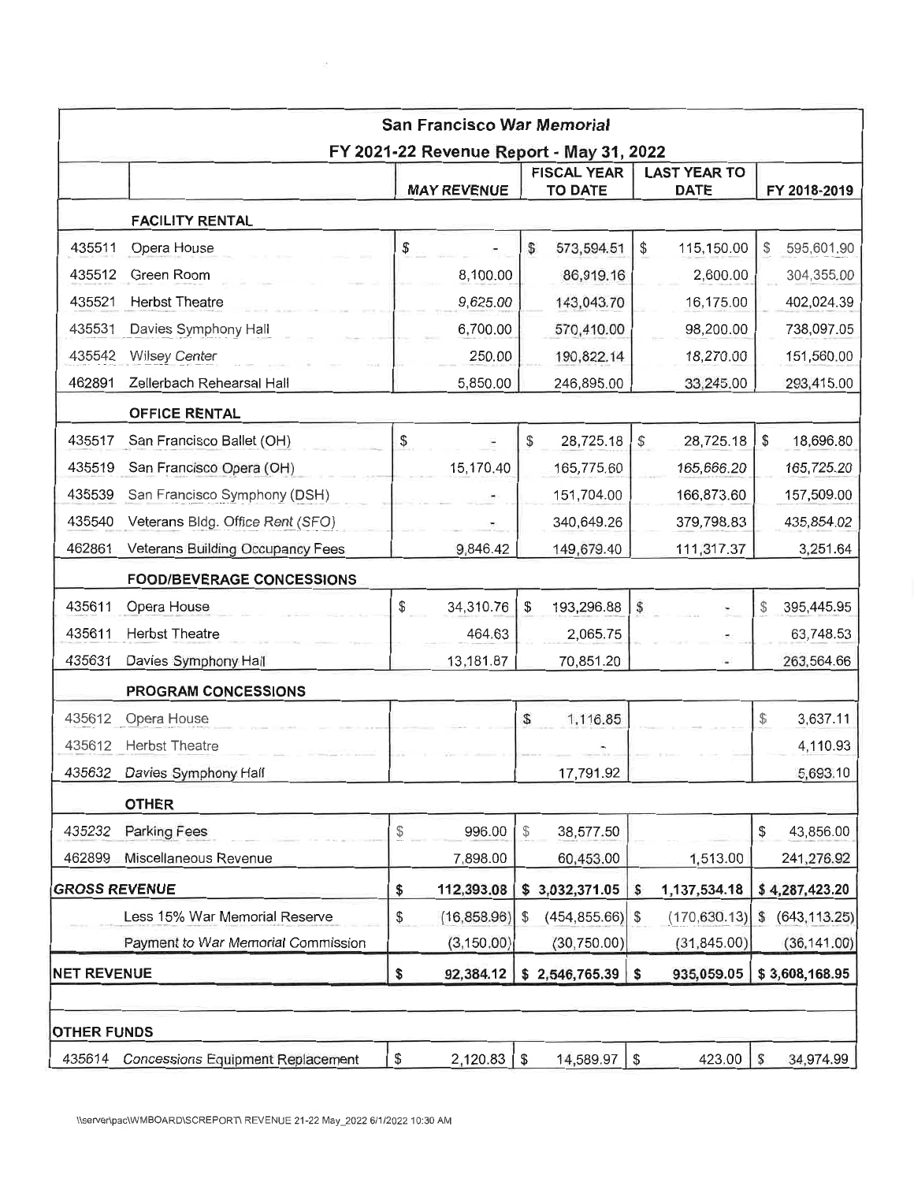| San Francisco War Memorial | | | | | |
|---|---|---|---|---|---|
| FY 2021-22 Revenue Report - May 31, 2022 | | | | | |
| | | MAY REVENUE | FISCAL YEAR TO DATE | LAST YEAR TO DATE | FY 2018-2019 |
| | **FACILITY RENTAL** | | | | |
| 435511 | Opera House | $ - | $ 573,594.51 | $ 115,150.00 | $ 595,601.90 |
| 435512 | Green Room | 8,100.00 | 86,919.16 | 2,600.00 | 304,355.00 |
| 435521 | Herbst Theatre | 9,625.00 | 143,043.70 | 16,175.00 | 402,024.39 |
| 435531 | Davies Symphony Hall | 6,700.00 | 570,410.00 | 98,200.00 | 738,097.05 |
| 435542 | Wilsey Center | 250.00 | 190,822.14 | 18,270.00 | 151,560.00 |
| 462891 | Zellerbach Rehearsal Hall | 5,850.00 | 246,895.00 | 33,245.00 | 293,415.00 |
| | **OFFICE RENTAL** | | | | |
| 435517 | San Francisco Ballet (OH) | $ - | $ 28,725.18 | $ 28,725.18 | $ 18,696.80 |
| 435519 | San Francisco Opera (OH) | 15,170.40 | 165,775.60 | 165,666.20 | 165,725.20 |
| 435539 | San Francisco Symphony (DSH) | - | 151,704.00 | 166,873.60 | 157,509.00 |
| 435540 | Veterans Bldg. Office Rent (SFO) | - | 340,649.26 | 379,798.83 | 435,854.02 |
| 462861 | Veterans Building Occupancy Fees | 9,846.42 | 149,679.40 | 111,317.37 | 3,251.64 |
| | **FOOD/BEVERAGE CONCESSIONS** | | | | |
| 435611 | Opera House | $ 34,310.76 | $ 193,296.88 | $ - | $ 395,445.95 |
| 435611 | Herbst Theatre | 464.63 | 2,065.75 | - | 63,748.53 |
| 435631 | Davies Symphony Hall | 13,181.87 | 70,851.20 | - | 263,564.66 |
| | **PROGRAM CONCESSIONS** | | | | |
| 435612 | Opera House | | $ 1,116.85 | | $ 3,637.11 |
| 435612 | Herbst Theatre | | - | | 4,110.93 |
| 435632 | Davies Symphony Hall | | 17,791.92 | | 5,693.10 |
| | **OTHER** | | | | |
| 435232 | Parking Fees | $ 996.00 | $ 38,577.50 | | $ 43,856.00 |
| 462899 | Miscellaneous Revenue | 7,898.00 | 60,453.00 | 1,513.00 | 241,276.92 |
| **GROSS REVENUE** | | **$ 112,393.08** | **$ 3,032,371.05** | **$ 1,137,534.18** | **$ 4,287,423.20** |
| | Less 15% War Memorial Reserve | $ (16,858.96) | $ (454,855.66) | $ (170,630.13) | $ (643,113.25) |
| | Payment to War Memorial Commission | (3,150.00) | (30,750.00) | (31,845.00) | (36,141.00) |
| **NET REVENUE** | | **$ 92,384.12** | **$ 2,546,765.39** | **$ 935,059.05** | **$ 3,608,168.95** |
| | | | | | |
| **OTHER FUNDS** | | | | | |
| 435614 | Concessions Equipment Replacement | $ 2,120.83 | $ 14,589.97 | $ 423.00 | $ 34,974.99 |

\\server\pac\WMBOARD\SCREPORT\ REVENUE 21-22 May_2022 6/1/2022 10:30 AM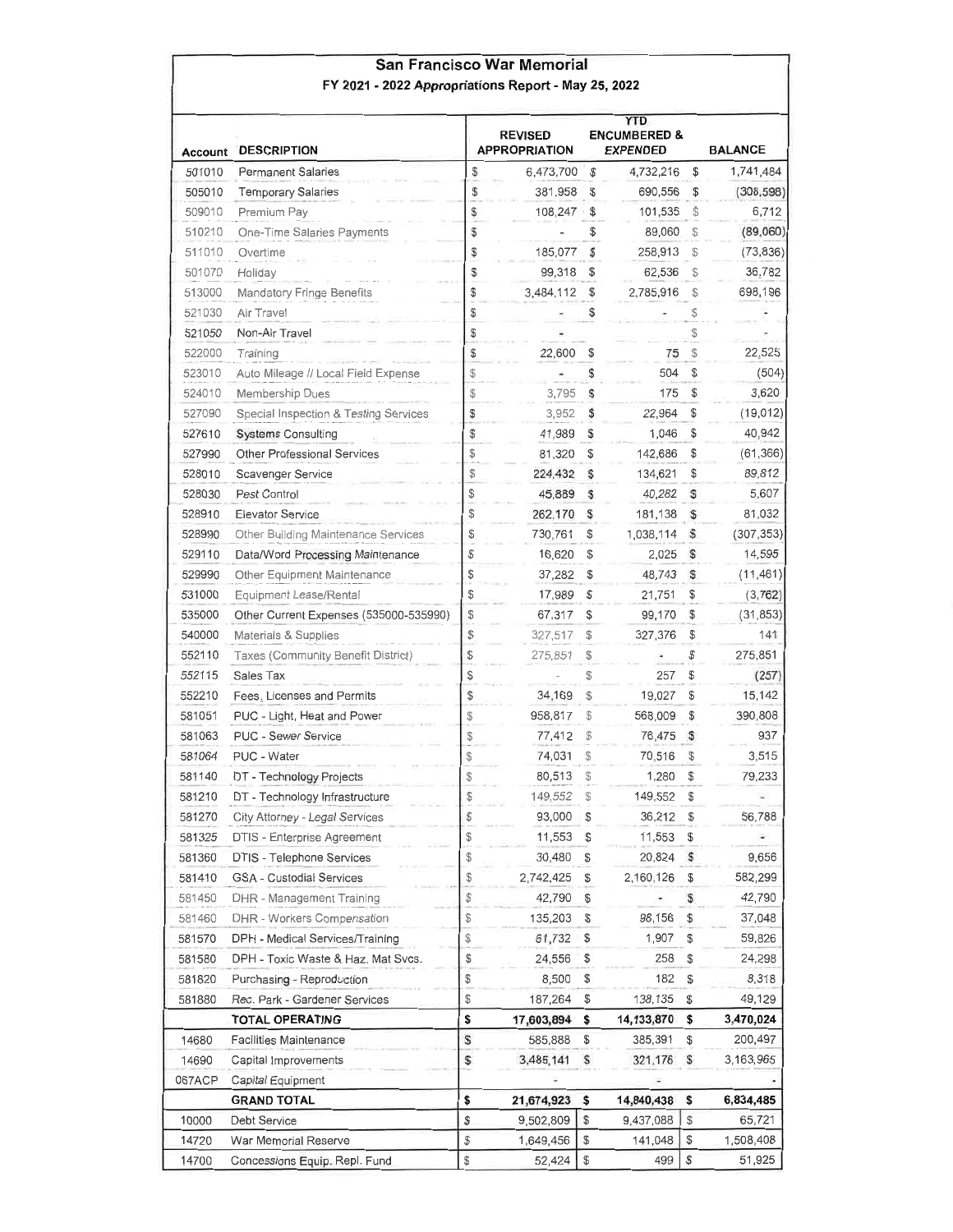# San Francisco War Memorial

## FY 2021 - 2022 Appropriations Report - May 25, 2022

| Account | DESCRIPTION | REVISED APPROPRIATION | YTD ENCUMBERED & EXPENDED | BALANCE |
|---|---|---|---|---|
| 501010 | Permanent Salaries | $ 6,473,700 | $ 4,732,216 | $ 1,741,484 |
| 505010 | Temporary Salaries | $ 381,958 | $ 690,556 | $ (308,598) |
| 509010 | Premium Pay | $ 108,247 | $ 101,535 | $ 6,712 |
| 510210 | One-Time Salaries Payments | $ - | $ 89,060 | $ (89,060) |
| 511010 | Overtime | $ 185,077 | $ 258,913 | $ (73,836) |
| 501070 | Holiday | $ 99,318 | $ 62,536 | $ 36,782 |
| 513000 | Mandatory Fringe Benefits | $ 3,484,112 | $ 2,785,916 | $ 698,196 |
| 521030 | Air Travel | $ - | $ - | $ - |
| 521050 | Non-Air Travel | $ - | | $ - |
| 522000 | Training | $ 22,600 | $ 75 | $ 22,525 |
| 523010 | Auto Mileage // Local Field Expense | $ - | $ 504 | $ (504) |
| 524010 | Membership Dues | $ 3,795 | $ 175 | $ 3,620 |
| 527090 | Special Inspection & Testing Services | $ 3,952 | $ 22,964 | $ (19,012) |
| 527610 | Systems Consulting | $ 41,989 | $ 1,046 | $ 40,942 |
| 527990 | Other Professional Services | $ 81,320 | $ 142,686 | $ (61,366) |
| 528010 | Scavenger Service | $ 224,432 | $ 134,621 | $ 89,812 |
| 528030 | Pest Control | $ 45,889 | $ 40,282 | $ 5,607 |
| 528910 | Elevator Service | $ 262,170 | $ 181,138 | $ 81,032 |
| 528990 | Other Building Maintenance Services | $ 730,761 | $ 1,038,114 | $ (307,353) |
| 529110 | Data/Word Processing Maintenance | $ 16,620 | $ 2,025 | $ 14,595 |
| 529990 | Other Equipment Maintenance | $ 37,282 | $ 48,743 | $ (11,461) |
| 531000 | Equipment Lease/Rental | $ 17,989 | $ 21,751 | $ (3,762) |
| 535000 | Other Current Expenses (535000-535990) | $ 67,317 | $ 99,170 | $ (31,853) |
| 540000 | Materials & Supplies | $ 327,517 | $ 327,376 | $ 141 |
| 552110 | Taxes (Community Benefit District) | $ 275,851 | $ - | $ 275,851 |
| 552115 | Sales Tax | $ - | $ 257 | $ (257) |
| 552210 | Fees, Licenses and Permits | $ 34,169 | $ 19,027 | $ 15,142 |
| 581051 | PUC - Light, Heat and Power | $ 958,817 | $ 568,009 | $ 390,808 |
| 581063 | PUC - Sewer Service | $ 77,412 | $ 76,475 | $ 937 |
| 581064 | PUC - Water | $ 74,031 | $ 70,516 | $ 3,515 |
| 581140 | DT - Technology Projects | $ 80,513 | $ 1,280 | $ 79,233 |
| 581210 | DT - Technology Infrastructure | $ 149,552 | $ 149,552 | $ - |
| 581270 | City Attorney - Legal Services | $ 93,000 | $ 36,212 | $ 56,788 |
| 581325 | DTIS - Enterprise Agreement | $ 11,553 | $ 11,553 | $ - |
| 581360 | DTIS - Telephone Services | $ 30,480 | $ 20,824 | $ 9,656 |
| 581410 | GSA - Custodial Services | $ 2,742,425 | $ 2,160,126 | $ 582,299 |
| 581450 | DHR - Management Training | $ 42,790 | $ - | $ 42,790 |
| 581460 | DHR - Workers Compensation | $ 135,203 | $ 98,156 | $ 37,048 |
| 581570 | DPH - Medical Services/Training | $ 61,732 | $ 1,907 | $ 59,826 |
| 581580 | DPH - Toxic Waste & Haz. Mat Svcs. | $ 24,556 | $ 258 | $ 24,298 |
| 581820 | Purchasing - Reproduction | $ 8,500 | $ 182 | $ 8,318 |
| 581880 | Rec. Park - Gardener Services | $ 187,264 | $ 138,135 | $ 49,129 |
| | **TOTAL OPERATING** | **$ 17,603,894** | **$ 14,133,870** | **$ 3,470,024** |
| 14680 | Facilities Maintenance | $ 585,888 | $ 385,391 | $ 200,497 |
| 14690 | Capital Improvements | $ 3,485,141 | $ 321,176 | $ 3,163,965 |
| 067ACP | Capital Equipment | - | - | - |
| | **GRAND TOTAL** | **$ 21,674,923** | **$ 14,840,438** | **$ 6,834,485** |
| 10000 | Debt Service | $ 9,502,809 | $ 9,437,088 | $ 65,721 |
| 14720 | War Memorial Reserve | $ 1,649,456 | $ 141,048 | $ 1,508,408 |
| 14700 | Concessions Equip. Repl. Fund | $ 52,424 | $ 499 | $ 51,925 |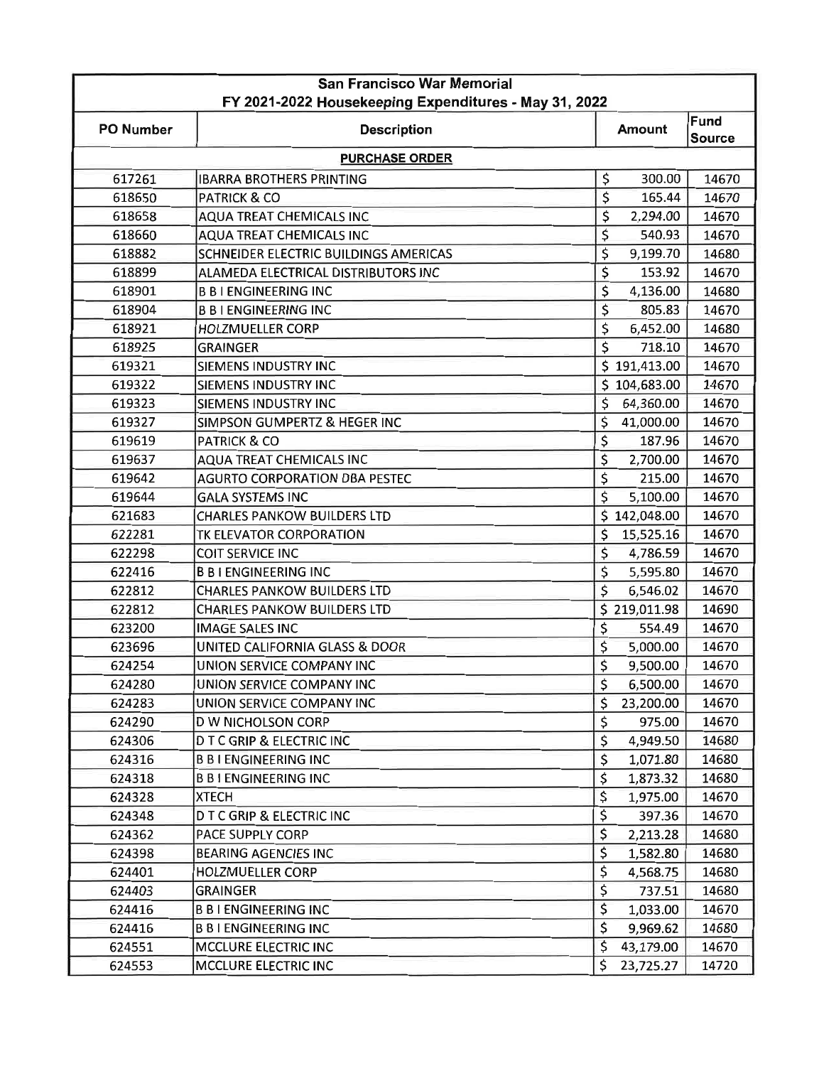| San Francisco War Memorial<br>FY 2021-2022 Housekeeping Expenditures - May 31, 2022 | | | |
|---|---|---|---|
| **PO Number** | **Description** | **Amount** | **Fund Source** |
| | **PURCHASE ORDER** | | |
| 617261 | IBARRA BROTHERS PRINTING | $ 300.00 | 14670 |
| 618650 | PATRICK & CO | $ 165.44 | 14670 |
| 618658 | AQUA TREAT CHEMICALS INC | $ 2,294.00 | 14670 |
| 618660 | AQUA TREAT CHEMICALS INC | $ 540.93 | 14670 |
| 618882 | SCHNEIDER ELECTRIC BUILDINGS AMERICAS | $ 9,199.70 | 14680 |
| 618899 | ALAMEDA ELECTRICAL DISTRIBUTORS INC | $ 153.92 | 14670 |
| 618901 | B B I ENGINEERING INC | $ 4,136.00 | 14680 |
| 618904 | B B I ENGINEERING INC | $ 805.83 | 14670 |
| 618921 | HOLZMUELLER CORP | $ 6,452.00 | 14680 |
| 618925 | GRAINGER | $ 718.10 | 14670 |
| 619321 | SIEMENS INDUSTRY INC | $ 191,413.00 | 14670 |
| 619322 | SIEMENS INDUSTRY INC | $ 104,683.00 | 14670 |
| 619323 | SIEMENS INDUSTRY INC | $ 64,360.00 | 14670 |
| 619327 | SIMPSON GUMPERTZ & HEGER INC | $ 41,000.00 | 14670 |
| 619619 | PATRICK & CO | $ 187.96 | 14670 |
| 619637 | AQUA TREAT CHEMICALS INC | $ 2,700.00 | 14670 |
| 619642 | AGURTO CORPORATION DBA PESTEC | $ 215.00 | 14670 |
| 619644 | GALA SYSTEMS INC | $ 5,100.00 | 14670 |
| 621683 | CHARLES PANKOW BUILDERS LTD | $ 142,048.00 | 14670 |
| 622281 | TK ELEVATOR CORPORATION | $ 15,525.16 | 14670 |
| 622298 | COIT SERVICE INC | $ 4,786.59 | 14670 |
| 622416 | B B I ENGINEERING INC | $ 5,595.80 | 14670 |
| 622812 | CHARLES PANKOW BUILDERS LTD | $ 6,546.02 | 14670 |
| 622812 | CHARLES PANKOW BUILDERS LTD | $ 219,011.98 | 14690 |
| 623200 | IMAGE SALES INC | $ 554.49 | 14670 |
| 623696 | UNITED CALIFORNIA GLASS & DOOR | $ 5,000.00 | 14670 |
| 624254 | UNION SERVICE COMPANY INC | $ 9,500.00 | 14670 |
| 624280 | UNION SERVICE COMPANY INC | $ 6,500.00 | 14670 |
| 624283 | UNION SERVICE COMPANY INC | $ 23,200.00 | 14670 |
| 624290 | D W NICHOLSON CORP | $ 975.00 | 14670 |
| 624306 | D T C GRIP & ELECTRIC INC | $ 4,949.50 | 14680 |
| 624316 | B B I ENGINEERING INC | $ 1,071.80 | 14680 |
| 624318 | B B I ENGINEERING INC | $ 1,873.32 | 14680 |
| 624328 | XTECH | $ 1,975.00 | 14670 |
| 624348 | D T C GRIP & ELECTRIC INC | $ 397.36 | 14670 |
| 624362 | PACE SUPPLY CORP | $ 2,213.28 | 14680 |
| 624398 | BEARING AGENCIES INC | $ 1,582.80 | 14680 |
| 624401 | HOLZMUELLER CORP | $ 4,568.75 | 14680 |
| 624403 | GRAINGER | $ 737.51 | 14680 |
| 624416 | B B I ENGINEERING INC | $ 1,033.00 | 14670 |
| 624416 | B B I ENGINEERING INC | $ 9,969.62 | 14680 |
| 624551 | MCCLURE ELECTRIC INC | $ 43,179.00 | 14670 |
| 624553 | MCCLURE ELECTRIC INC | $ 23,725.27 | 14720 |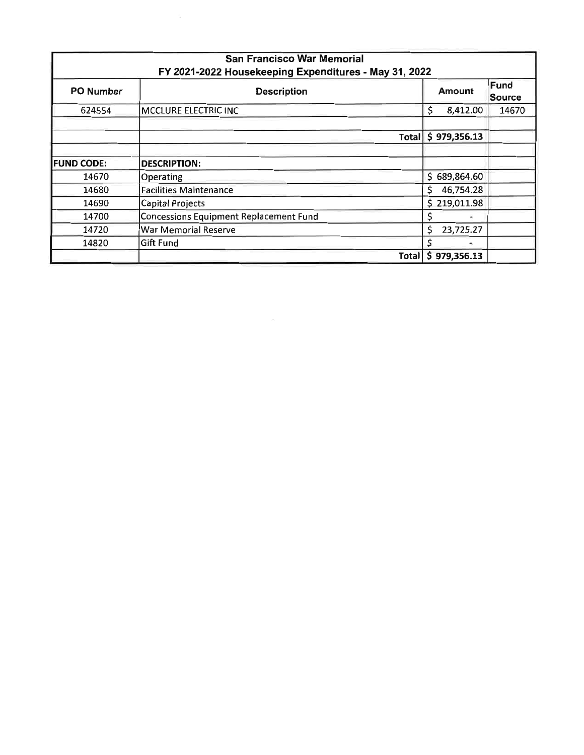| San Francisco War Memorial | | | |
|---|---|---|---|
| FY 2021-2022 Housekeeping Expenditures - May 31, 2022 | | | |
| **PO Number** | **Description** | **Amount** | **Fund Source** |
| 624554 | MCCLURE ELECTRIC INC | $ 8,412.00 | 14670 |
| | | | |
| | Total | $ 979,356.13 | |
| | | | |
| **FUND CODE:** | **DESCRIPTION:** | | |
| 14670 | Operating | $ 689,864.60 | |
| 14680 | Facilities Maintenance | $ 46,754.28 | |
| 14690 | Capital Projects | $ 219,011.98 | |
| 14700 | Concessions Equipment Replacement Fund | $ - | |
| 14720 | War Memorial Reserve | $ 23,725.27 | |
| 14820 | Gift Fund | $ - | |
| | Total | $ 979,356.13 | |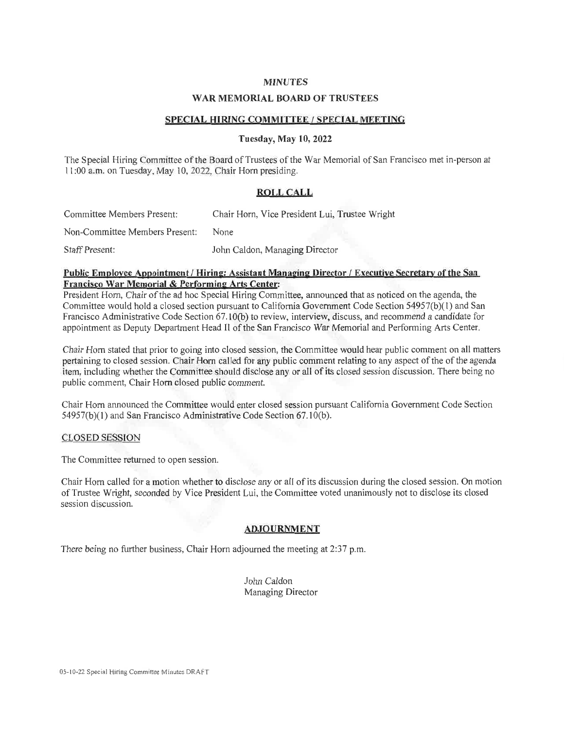*MINUTES*

**WAR MEMORIAL BOARD OF TRUSTEES**

**SPECIAL HIRING COMMITTEE / SPECIAL MEETING**

**Tuesday, May 10, 2022**

The Special Hiring Committee of the Board of Trustees of the War Memorial of San Francisco met in-person at 11:00 a.m. on Tuesday, May 10, 2022, Chair Horn presiding.

## ROLL CALL

| | |
|---|---|
| Committee Members Present: | Chair Horn, Vice President Lui, Trustee Wright |
| Non-Committee Members Present: | None |
| Staff Present: | John Caldon, Managing Director |

**Public Employee Appointment / Hiring: Assistant Managing Director / Executive Secretary of the San Francisco War Memorial & Performing Arts Center:**
President Horn, Chair of the ad hoc Special Hiring Committee, announced that as noticed on the agenda, the Committee would hold a closed section pursuant to California Government Code Section 54957(b)(1) and San Francisco Administrative Code Section 67.10(b) to review, interview, discuss, and recommend a candidate for appointment as Deputy Department Head II of the San Francisco War Memorial and Performing Arts Center.

Chair Horn stated that prior to going into closed session, the Committee would hear public comment on all matters pertaining to closed session. Chair Horn called for any public comment relating to any aspect of the of the agenda item, including whether the Committee should disclose any or all of its closed session discussion. There being no public comment, Chair Horn closed public comment.

Chair Horn announced the Committee would enter closed session pursuant California Government Code Section 54957(b)(1) and San Francisco Administrative Code Section 67.10(b).

CLOSED SESSION

The Committee returned to open session.

Chair Horn called for a motion whether to disclose any or all of its discussion during the closed session. On motion of Trustee Wright, seconded by Vice President Lui, the Committee voted unanimously not to disclose its closed session discussion.

## ADJOURNMENT

There being no further business, Chair Horn adjourned the meeting at 2:37 p.m.

John Caldon
Managing Director

05-10-22 Special Hiring Committee Minutes DRAFT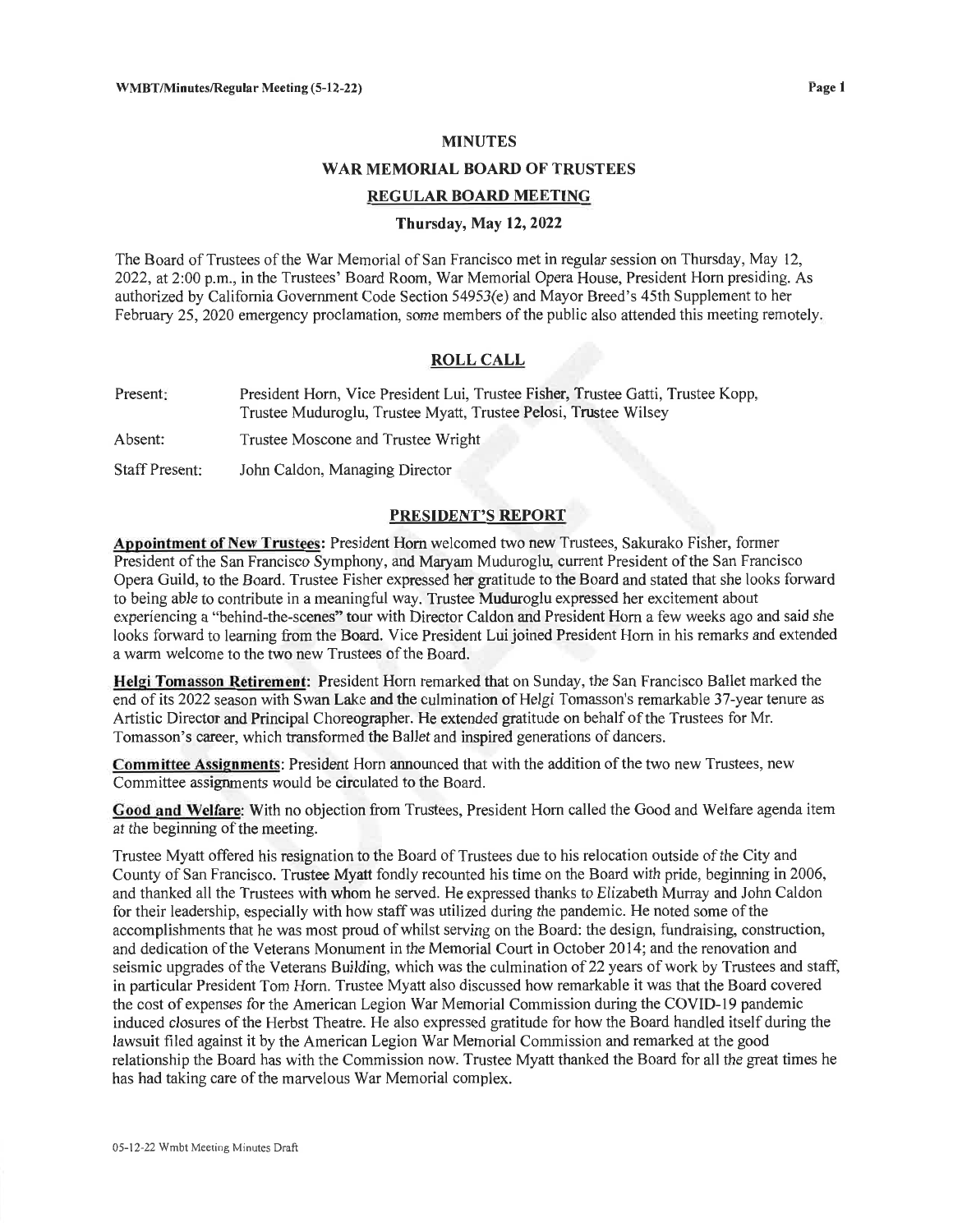# MINUTES

## WAR MEMORIAL BOARD OF TRUSTEES

### REGULAR BOARD MEETING

**Thursday, May 12, 2022**

The Board of Trustees of the War Memorial of San Francisco met in regular session on Thursday, May 12, 2022, at 2:00 p.m., in the Trustees' Board Room, War Memorial Opera House, President Horn presiding. As authorized by California Government Code Section 54953(e) and Mayor Breed's 45th Supplement to her February 25, 2020 emergency proclamation, some members of the public also attended this meeting remotely.

### ROLL CALL

| | |
|---|---|
| Present: | President Horn, Vice President Lui, Trustee Fisher, Trustee Gatti, Trustee Kopp, Trustee Muduroglu, Trustee Myatt, Trustee Pelosi, Trustee Wilsey |
| Absent: | Trustee Moscone and Trustee Wright |
| Staff Present: | John Caldon, Managing Director |

### PRESIDENT'S REPORT

**Appointment of New Trustees:** President Horn welcomed two new Trustees, Sakurako Fisher, former President of the San Francisco Symphony, and Maryam Muduroglu, current President of the San Francisco Opera Guild, to the Board. Trustee Fisher expressed her gratitude to the Board and stated that she looks forward to being able to contribute in a meaningful way. Trustee Muduroglu expressed her excitement about experiencing a "behind-the-scenes" tour with Director Caldon and President Horn a few weeks ago and said she looks forward to learning from the Board. Vice President Lui joined President Horn in his remarks and extended a warm welcome to the two new Trustees of the Board.

**Helgi Tomasson Retirement:** President Horn remarked that on Sunday, the San Francisco Ballet marked the end of its 2022 season with Swan Lake and the culmination of Helgi Tomasson's remarkable 37-year tenure as Artistic Director and Principal Choreographer. He extended gratitude on behalf of the Trustees for Mr. Tomasson's career, which transformed the Ballet and inspired generations of dancers.

**Committee Assignments:** President Horn announced that with the addition of the two new Trustees, new Committee assignments would be circulated to the Board.

**Good and Welfare:** With no objection from Trustees, President Horn called the Good and Welfare agenda item at the beginning of the meeting.

Trustee Myatt offered his resignation to the Board of Trustees due to his relocation outside of the City and County of San Francisco. Trustee Myatt fondly recounted his time on the Board with pride, beginning in 2006, and thanked all the Trustees with whom he served. He expressed thanks to Elizabeth Murray and John Caldon for their leadership, especially with how staff was utilized during the pandemic. He noted some of the accomplishments that he was most proud of whilst serving on the Board: the design, fundraising, construction, and dedication of the Veterans Monument in the Memorial Court in October 2014; and the renovation and seismic upgrades of the Veterans Building, which was the culmination of 22 years of work by Trustees and staff, in particular President Tom Horn. Trustee Myatt also discussed how remarkable it was that the Board covered the cost of expenses for the American Legion War Memorial Commission during the COVID-19 pandemic induced closures of the Herbst Theatre. He also expressed gratitude for how the Board handled itself during the lawsuit filed against it by the American Legion War Memorial Commission and remarked at the good relationship the Board has with the Commission now. Trustee Myatt thanked the Board for all the great times he has had taking care of the marvelous War Memorial complex.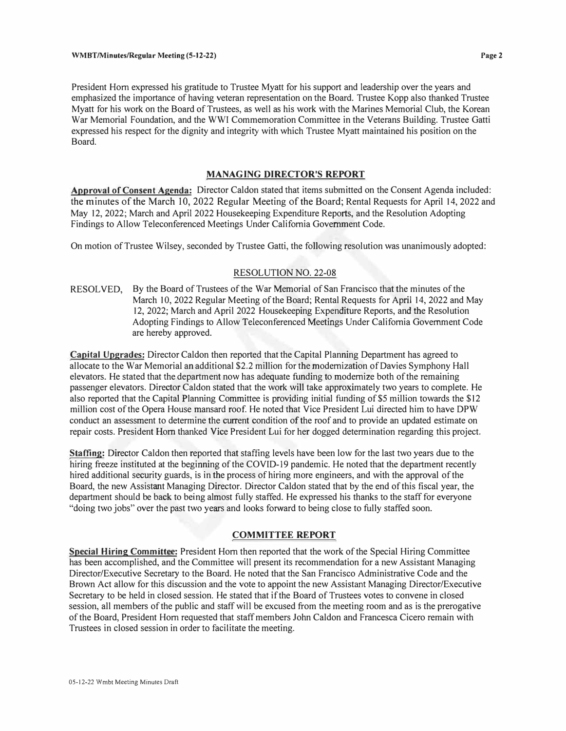President Horn expressed his gratitude to Trustee Myatt for his support and leadership over the years and emphasized the importance of having veteran representation on the Board. Trustee Kopp also thanked Trustee Myatt for his work on the Board of Trustees, as well as his work with the Marines Memorial Club, the Korean War Memorial Foundation, and the WWI Commemoration Committee in the Veterans Building. Trustee Gatti expressed his respect for the dignity and integrity with which Trustee Myatt maintained his position on the Board.

## MANAGING DIRECTOR'S REPORT

**Approval of Consent Agenda:** Director Caldon stated that items submitted on the Consent Agenda included: the minutes of the March 10, 2022 Regular Meeting of the Board; Rental Requests for April 14, 2022 and May 12, 2022; March and April 2022 Housekeeping Expenditure Reports, and the Resolution Adopting Findings to Allow Teleconferenced Meetings Under California Government Code.

On motion of Trustee Wilsey, seconded by Trustee Gatti, the following resolution was unanimously adopted:

RESOLUTION NO. 22-08

RESOLVED, By the Board of Trustees of the War Memorial of San Francisco that the minutes of the March 10, 2022 Regular Meeting of the Board; Rental Requests for April 14, 2022 and May 12, 2022; March and April 2022 Housekeeping Expenditure Reports, and the Resolution Adopting Findings to Allow Teleconferenced Meetings Under California Government Code are hereby approved.

**Capital Upgrades:** Director Caldon then reported that the Capital Planning Department has agreed to allocate to the War Memorial an additional $2.2 million for the modernization of Davies Symphony Hall elevators. He stated that the department now has adequate funding to modernize both of the remaining passenger elevators. Director Caldon stated that the work will take approximately two years to complete. He also reported that the Capital Planning Committee is providing initial funding of $5 million towards the $12 million cost of the Opera House mansard roof. He noted that Vice President Lui directed him to have DPW conduct an assessment to determine the current condition of the roof and to provide an updated estimate on repair costs. President Horn thanked Vice President Lui for her dogged determination regarding this project.

**Staffing:** Director Caldon then reported that staffing levels have been low for the last two years due to the hiring freeze instituted at the beginning of the COVID-19 pandemic. He noted that the department recently hired additional security guards, is in the process of hiring more engineers, and with the approval of the Board, the new Assistant Managing Director. Director Caldon stated that by the end of this fiscal year, the department should be back to being almost fully staffed. He expressed his thanks to the staff for everyone "doing two jobs" over the past two years and looks forward to being close to fully staffed soon.

## COMMITTEE REPORT

**Special Hiring Committee:** President Horn then reported that the work of the Special Hiring Committee has been accomplished, and the Committee will present its recommendation for a new Assistant Managing Director/Executive Secretary to the Board. He noted that the San Francisco Administrative Code and the Brown Act allow for this discussion and the vote to appoint the new Assistant Managing Director/Executive Secretary to be held in closed session. He stated that if the Board of Trustees votes to convene in closed session, all members of the public and staff will be excused from the meeting room and as is the prerogative of the Board, President Horn requested that staff members John Caldon and Francesca Cicero remain with Trustees in closed session in order to facilitate the meeting.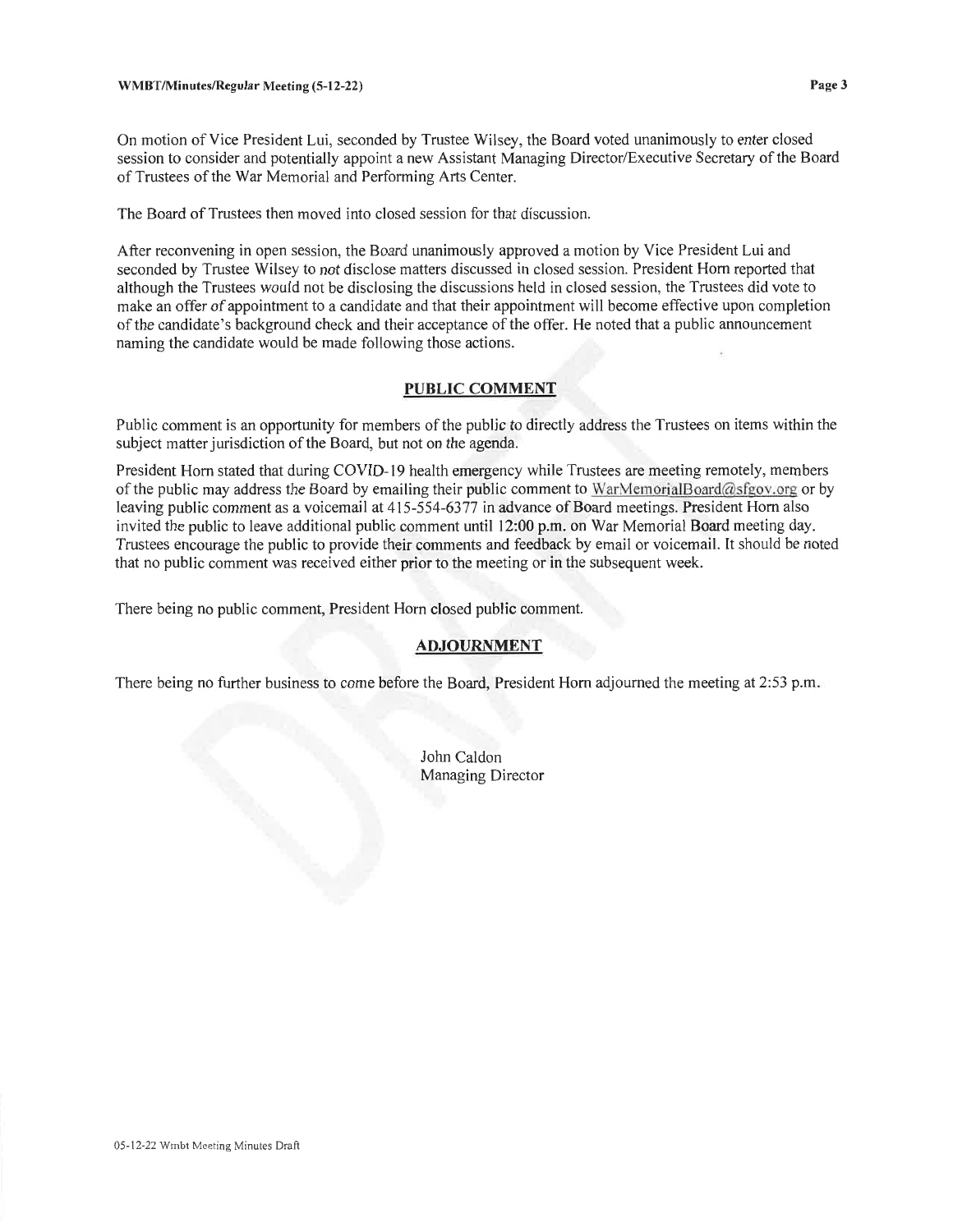On motion of Vice President Lui, seconded by Trustee Wilsey, the Board voted unanimously to enter closed session to consider and potentially appoint a new Assistant Managing Director/Executive Secretary of the Board of Trustees of the War Memorial and Performing Arts Center.

The Board of Trustees then moved into closed session for that discussion.

After reconvening in open session, the Board unanimously approved a motion by Vice President Lui and seconded by Trustee Wilsey to *not* disclose matters discussed in closed session. President Horn reported that although the Trustees would not be disclosing the discussions held in closed session, the Trustees did vote to make an offer of appointment to a candidate and that their appointment will become effective upon completion of the candidate's background check and their acceptance of the offer. He noted that a public announcement naming the candidate would be made following those actions.

## PUBLIC COMMENT

Public comment is an opportunity for members of the public to directly address the Trustees on items within the subject matter jurisdiction of the Board, but not on the agenda.

President Horn stated that during COVID-19 health emergency while Trustees are meeting remotely, members of the public may address the Board by emailing their public comment to WarMemorialBoard@sfgov.org or by leaving public comment as a voicemail at 415-554-6377 in advance of Board meetings. President Horn also invited the public to leave additional public comment until 12:00 p.m. on War Memorial Board meeting day. Trustees encourage the public to provide their comments and feedback by email or voicemail. It should be noted that no public comment was received either prior to the meeting or in the subsequent week.

There being no public comment, President Horn closed public comment.

## ADJOURNMENT

There being no further business to come before the Board, President Horn adjourned the meeting at 2:53 p.m.

John Caldon
Managing Director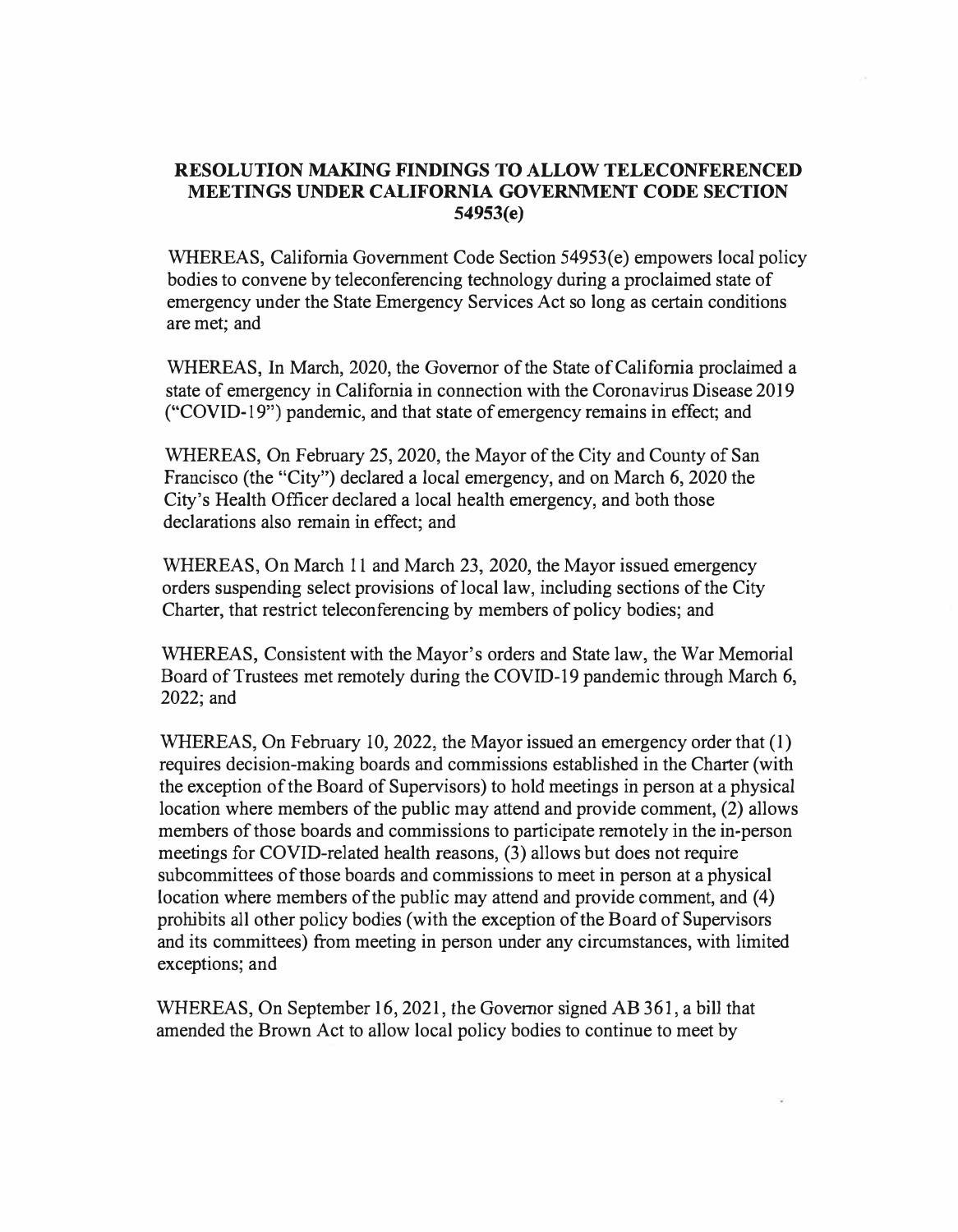# RESOLUTION MAKING FINDINGS TO ALLOW TELECONFERENCED MEETINGS UNDER CALIFORNIA GOVERNMENT CODE SECTION 54953(e)

WHEREAS, California Government Code Section 54953(e) empowers local policy bodies to convene by teleconferencing technology during a proclaimed state of emergency under the State Emergency Services Act so long as certain conditions are met; and

WHEREAS, In March, 2020, the Governor of the State of California proclaimed a state of emergency in California in connection with the Coronavirus Disease 2019 ("COVID-19") pandemic, and that state of emergency remains in effect; and

WHEREAS, On February 25, 2020, the Mayor of the City and County of San Francisco (the "City") declared a local emergency, and on March 6, 2020 the City's Health Officer declared a local health emergency, and both those declarations also remain in effect; and

WHEREAS, On March 11 and March 23, 2020, the Mayor issued emergency orders suspending select provisions of local law, including sections of the City Charter, that restrict teleconferencing by members of policy bodies; and

WHEREAS, Consistent with the Mayor's orders and State law, the War Memorial Board of Trustees met remotely during the COVID-19 pandemic through March 6, 2022; and

WHEREAS, On February 10, 2022, the Mayor issued an emergency order that (1) requires decision-making boards and commissions established in the Charter (with the exception of the Board of Supervisors) to hold meetings in person at a physical location where members of the public may attend and provide comment, (2) allows members of those boards and commissions to participate remotely in the in-person meetings for COVID-related health reasons, (3) allows but does not require subcommittees of those boards and commissions to meet in person at a physical location where members of the public may attend and provide comment, and (4) prohibits all other policy bodies (with the exception of the Board of Supervisors and its committees) from meeting in person under any circumstances, with limited exceptions; and

WHEREAS, On September 16, 2021, the Governor signed AB 361, a bill that amended the Brown Act to allow local policy bodies to continue to meet by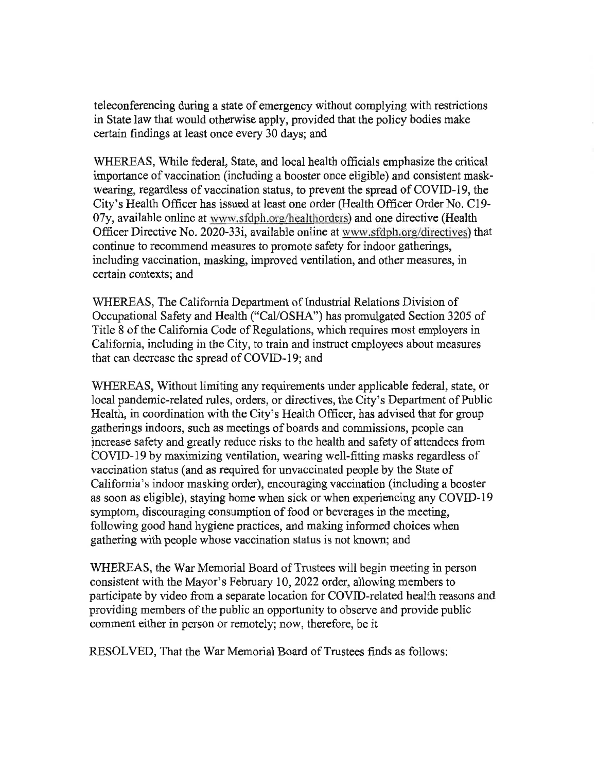teleconferencing during a state of emergency without complying with restrictions in State law that would otherwise apply, provided that the policy bodies make certain findings at least once every 30 days; and

WHEREAS, While federal, State, and local health officials emphasize the critical importance of vaccination (including a booster once eligible) and consistent mask-wearing, regardless of vaccination status, to prevent the spread of COVID-19, the City's Health Officer has issued at least one order (Health Officer Order No. C19-07y, available online at www.sfdph.org/healthorders) and one directive (Health Officer Directive No. 2020-33i, available online at www.sfdph.org/directives) that continue to recommend measures to promote safety for indoor gatherings, including vaccination, masking, improved ventilation, and other measures, in certain contexts; and

WHEREAS, The California Department of Industrial Relations Division of Occupational Safety and Health ("Cal/OSHA") has promulgated Section 3205 of Title 8 of the California Code of Regulations, which requires most employers in California, including in the City, to train and instruct employees about measures that can decrease the spread of COVID-19; and

WHEREAS, Without limiting any requirements under applicable federal, state, or local pandemic-related rules, orders, or directives, the City's Department of Public Health, in coordination with the City's Health Officer, has advised that for group gatherings indoors, such as meetings of boards and commissions, people can increase safety and greatly reduce risks to the health and safety of attendees from COVID-19 by maximizing ventilation, wearing well-fitting masks regardless of vaccination status (and as required for unvaccinated people by the State of California's indoor masking order), encouraging vaccination (including a booster as soon as eligible), staying home when sick or when experiencing any COVID-19 symptom, discouraging consumption of food or beverages in the meeting, following good hand hygiene practices, and making informed choices when gathering with people whose vaccination status is not known; and

WHEREAS, the War Memorial Board of Trustees will begin meeting in person consistent with the Mayor's February 10, 2022 order, allowing members to participate by video from a separate location for COVID-related health reasons and providing members of the public an opportunity to observe and provide public comment either in person or remotely; now, therefore, be it

RESOLVED, That the War Memorial Board of Trustees finds as follows: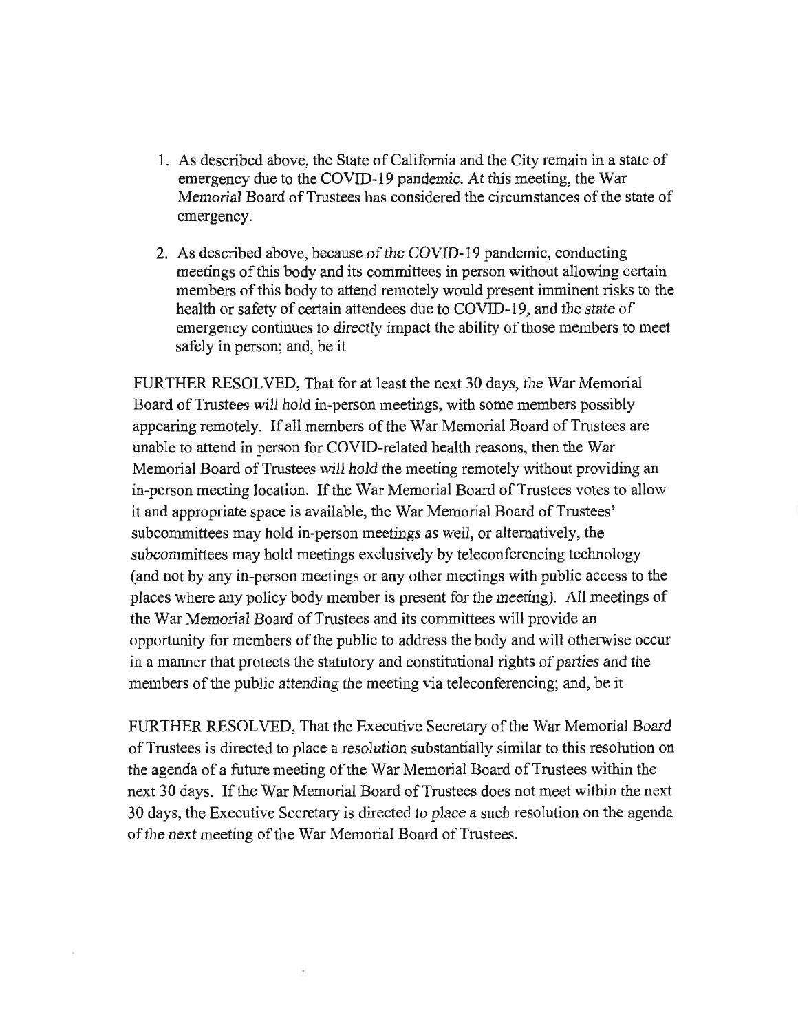1. As described above, the State of California and the City remain in a state of emergency due to the COVID-19 pandemic. At this meeting, the War Memorial Board of Trustees has considered the circumstances of the state of emergency.

2. As described above, because of the COVID-19 pandemic, conducting meetings of this body and its committees in person without allowing certain members of this body to attend remotely would present imminent risks to the health or safety of certain attendees due to COVID-19, and the state of emergency continues to directly impact the ability of those members to meet safely in person; and, be it

FURTHER RESOLVED, That for at least the next 30 days, the War Memorial Board of Trustees will hold in-person meetings, with some members possibly appearing remotely. If all members of the War Memorial Board of Trustees are unable to attend in person for COVID-related health reasons, then the War Memorial Board of Trustees will hold the meeting remotely without providing an in-person meeting location. If the War Memorial Board of Trustees votes to allow it and appropriate space is available, the War Memorial Board of Trustees' subcommittees may hold in-person meetings as well, or alternatively, the subcommittees may hold meetings exclusively by teleconferencing technology (and not by any in-person meetings or any other meetings with public access to the places where any policy body member is present for the meeting). All meetings of the War Memorial Board of Trustees and its committees will provide an opportunity for members of the public to address the body and will otherwise occur in a manner that protects the statutory and constitutional rights of parties and the members of the public attending the meeting via teleconferencing; and, be it

FURTHER RESOLVED, That the Executive Secretary of the War Memorial Board of Trustees is directed to place a resolution substantially similar to this resolution on the agenda of a future meeting of the War Memorial Board of Trustees within the next 30 days. If the War Memorial Board of Trustees does not meet within the next 30 days, the Executive Secretary is directed to place a such resolution on the agenda of the next meeting of the War Memorial Board of Trustees.